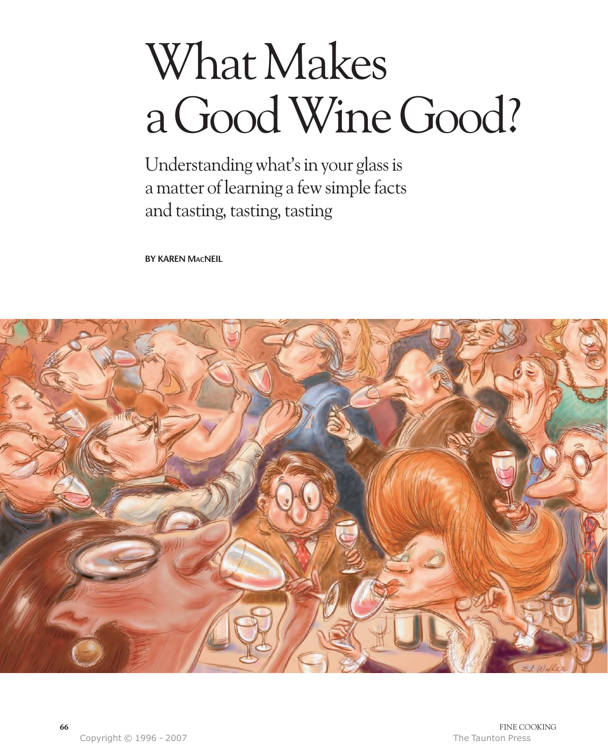# What Makes a Good Wine Good?

Understanding what's in your glass is a matter of learning a few simple facts and tasting, tasting, tasting

**BY KAREN MACNEIL**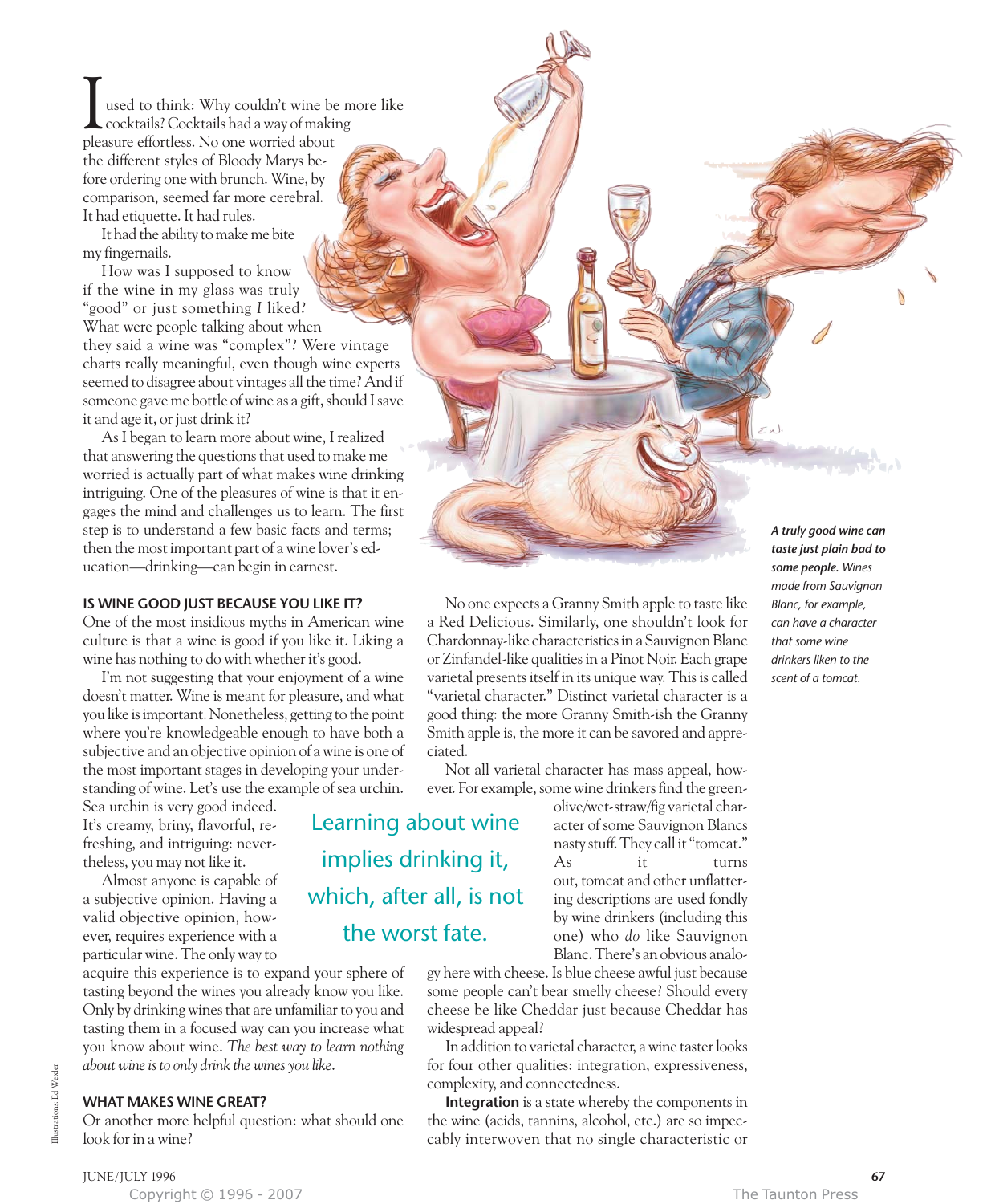I used to think: Why couldn't wine be more like cocktails? Cocktails had a way of making pleasure effortless. No one worried about the different styles of Bloody Marys before ordering one with brunch. Wine, by comparison, seemed far more cerebral. It had etiquette. It had rules.

It had the ability to make me bite my fingernails.

How was I supposed to know if the wine in my glass was truly "good" or just something *I* liked? What were people talking about when they said a wine was "complex"? Were vintage charts really meaningful, even though wine experts seemed to disagree about vintages all the time? And if someone gave me bottle of wine as a gift, should I save it and age it, or just drink it?

As I began to learn more about wine, I realized that answering the questions that used to make me worried is actually part of what makes wine drinking intriguing. One of the pleasures of wine is that it engages the mind and challenges us to learn. The first step is to understand a few basic facts and terms; then the most important part of a wine lover's education—drinking—can begin in earnest.

***A truly good wine can taste just plain bad to some people.*** *Wines made from Sauvignon Blanc, for example, can have a character that some wine drinkers liken to the scent of a tomcat.*

### IS WINE GOOD JUST BECAUSE YOU LIKE IT?

One of the most insidious myths in American wine culture is that a wine is good if you like it. Liking a wine has nothing to do with whether it's good.

I'm not suggesting that your enjoyment of a wine doesn't matter. Wine is meant for pleasure, and what you like is important. Nonetheless, getting to the point where you're knowledgeable enough to have both a subjective and an objective opinion of a wine is one of the most important stages in developing your understanding of wine. Let's use the example of sea urchin. Sea urchin is very good indeed. It's creamy, briny, flavorful, refreshing, and intriguing: nevertheless, you may not like it.

Almost anyone is capable of a subjective opinion. Having a valid objective opinion, however, requires experience with a particular wine. The only way to acquire this experience is to expand your sphere of tasting beyond the wines you already know you like. Only by drinking wines that are unfamiliar to you and tasting them in a focused way can you increase what you know about wine. *The best way to learn nothing about wine is to only drink the wines you like.*

> Learning about wine implies drinking it, which, after all, is not the worst fate.

### WHAT MAKES WINE GREAT?

Or another more helpful question: what should one look for in a wine?

No one expects a Granny Smith apple to taste like a Red Delicious. Similarly, one shouldn't look for Chardonnay-like characteristics in a Sauvignon Blanc or Zinfandel-like qualities in a Pinot Noir. Each grape varietal presents itself in its unique way. This is called "varietal character." Distinct varietal character is a good thing: the more Granny Smith-ish the Granny Smith apple is, the more it can be savored and appreciated.

Not all varietal character has mass appeal, however. For example, some wine drinkers find the green-olive/wet-straw/fig varietal character of some Sauvignon Blancs nasty stuff. They call it "tomcat." As it turns out, tomcat and other unflattering descriptions are used fondly by wine drinkers (including this one) who *do* like Sauvignon Blanc. There's an obvious analogy here with cheese. Is blue cheese awful just because some people can't bear smelly cheese? Should every cheese be like Cheddar just because Cheddar has widespread appeal?

In addition to varietal character, a wine taster looks for four other qualities: integration, expressiveness, complexity, and connectedness.

**Integration** is a state whereby the components in the wine (acids, tannins, alcohol, etc.) are so impeccably interwoven that no single characteristic or

Illustrations: Ed Wexler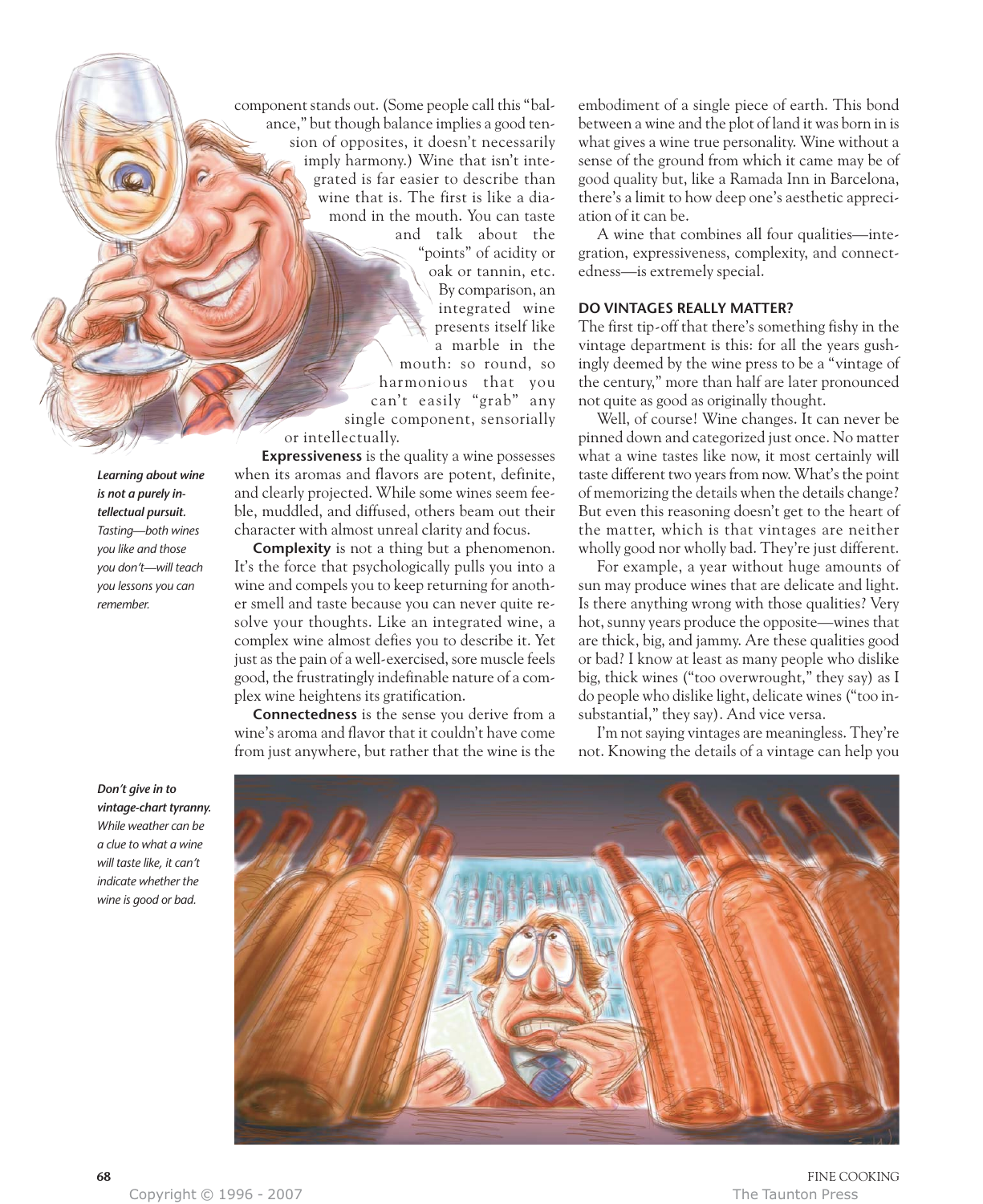component stands out. (Some people call this "balance," but though balance implies a good tension of opposites, it doesn't necessarily imply harmony.) Wine that isn't integrated is far easier to describe than wine that is. The first is like a diamond in the mouth. You can taste and talk about the "points" of acidity or oak or tannin, etc. By comparison, an integrated wine presents itself like a marble in the mouth: so round, so harmonious that you can't easily "grab" any single component, sensorially or intellectually.

**Expressiveness** is the quality a wine possesses when its aromas and flavors are potent, definite, and clearly projected. While some wines seem feeble, muddled, and diffused, others beam out their character with almost unreal clarity and focus.

**Complexity** is not a thing but a phenomenon. It's the force that psychologically pulls you into a wine and compels you to keep returning for another smell and taste because you can never quite resolve your thoughts. Like an integrated wine, a complex wine almost defies you to describe it. Yet just as the pain of a well-exercised, sore muscle feels good, the frustratingly indefinable nature of a complex wine heightens its gratification.

**Connectedness** is the sense you derive from a wine's aroma and flavor that it couldn't have come from just anywhere, but rather that the wine is the embodiment of a single piece of earth. This bond between a wine and the plot of land it was born in is what gives a wine true personality. Wine without a sense of the ground from which it came may be of good quality but, like a Ramada Inn in Barcelona, there's a limit to how deep one's aesthetic appreciation of it can be.

A wine that combines all four qualities—integration, expressiveness, complexity, and connectedness—is extremely special.

***Learning about wine is not a purely intellectual pursuit.*** *Tasting—both wines you like and those you don't—will teach you lessons you can remember.*

## DO VINTAGES REALLY MATTER?

The first tip-off that there's something fishy in the vintage department is this: for all the years gushingly deemed by the wine press to be a "vintage of the century," more than half are later pronounced not quite as good as originally thought.

Well, of course! Wine changes. It can never be pinned down and categorized just once. No matter what a wine tastes like now, it most certainly will taste different two years from now. What's the point of memorizing the details when the details change? But even this reasoning doesn't get to the heart of the matter, which is that vintages are neither wholly good nor wholly bad. They're just different.

For example, a year without huge amounts of sun may produce wines that are delicate and light. Is there anything wrong with those qualities? Very hot, sunny years produce the opposite—wines that are thick, big, and jammy. Are these qualities good or bad? I know at least as many people who dislike big, thick wines ("too overwrought," they say) as I do people who dislike light, delicate wines ("too insubstantial," they say). And vice versa.

I'm not saying vintages are meaningless. They're not. Knowing the details of a vintage can help you

***Don't give in to vintage-chart tyranny.*** *While weather can be a clue to what a wine will taste like, it can't indicate whether the wine is good or bad.*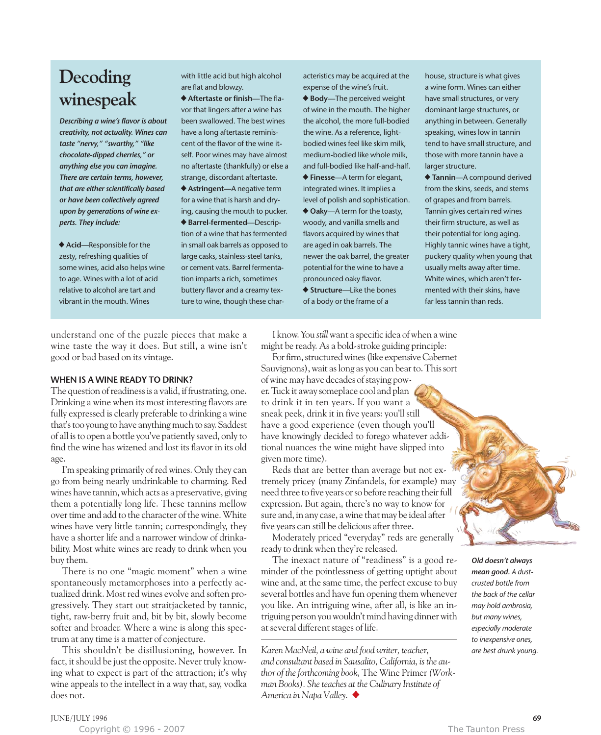## Decoding winespeak

***Describing a wine's flavor is about creativity, not actuality. Wines can taste "nervy," "swarthy," "like chocolate-dipped cherries," or anything else you can imagine. There are certain terms, however, that are either scientifically based or have been collectively agreed upon by generations of wine experts. They include:***

◆ **Acid**—Responsible for the zesty, refreshing qualities of some wines, acid also helps wine to age. Wines with a lot of acid relative to alcohol are tart and vibrant in the mouth. Wines with little acid but high alcohol are flat and blowzy.

◆ **Aftertaste or finish**—The flavor that lingers after a wine has been swallowed. The best wines have a long aftertaste reminiscent of the flavor of the wine itself. Poor wines may have almost no aftertaste (thankfully) or else a strange, discordant aftertaste.

◆ **Astringent**—A negative term for a wine that is harsh and drying, causing the mouth to pucker.

◆ **Barrel-fermented**—Description of a wine that has fermented in small oak barrels as opposed to large casks, stainless-steel tanks, or cement vats. Barrel fermentation imparts a rich, sometimes buttery flavor and a creamy texture to wine, though these characteristics may be acquired at the expense of the wine's fruit.

◆ **Body**—The perceived weight of wine in the mouth. The higher the alcohol, the more full-bodied the wine. As a reference, light-bodied wines feel like skim milk, medium-bodied like whole milk, and full-bodied like half-and-half.

◆ **Finesse**—A term for elegant, integrated wines. It implies a level of polish and sophistication.

◆ **Oaky**—A term for the toasty, woody, and vanilla smells and flavors acquired by wines that are aged in oak barrels. The newer the oak barrel, the greater potential for the wine to have a pronounced oaky flavor.

◆ **Structure**—Like the bones of a body or the frame of a house, structure is what gives a wine form. Wines can either have small structures, or very dominant large structures, or anything in between. Generally speaking, wines low in tannin tend to have small structure, and those with more tannin have a larger structure.

◆ **Tannin**—A compound derived from the skins, seeds, and stems of grapes and from barrels. Tannin gives certain red wines their firm structure, as well as their potential for long aging. Highly tannic wines have a tight, puckery quality when young that usually melts away after time. White wines, which aren't fermented with their skins, have far less tannin than reds.

understand one of the puzzle pieces that make a wine taste the way it does. But still, a wine isn't good or bad based on its vintage.

### WHEN IS A WINE READY TO DRINK?

The question of readiness is a valid, if frustrating, one. Drinking a wine when its most interesting flavors are fully expressed is clearly preferable to drinking a wine that's too young to have anything much to say. Saddest of all is to open a bottle you've patiently saved, only to find the wine has wizened and lost its flavor in its old age.

I'm speaking primarily of red wines. Only they can go from being nearly undrinkable to charming. Red wines have tannin, which acts as a preservative, giving them a potentially long life. These tannins mellow over time and add to the character of the wine. White wines have very little tannin; correspondingly, they have a shorter life and a narrower window of drinkability. Most white wines are ready to drink when you buy them.

There is no one "magic moment" when a wine spontaneously metamorphoses into a perfectly actualized drink. Most red wines evolve and soften progressively. They start out straitjacketed by tannic, tight, raw-berry fruit and, bit by bit, slowly become softer and broader. Where a wine is along this spectrum at any time is a matter of conjecture.

This shouldn't be disillusioning, however. In fact, it should be just the opposite. Never truly knowing what to expect is part of the attraction; it's why wine appeals to the intellect in a way that, say, vodka does not.

I know. You *still* want a specific idea of when a wine might be ready. As a bold-stroke guiding principle:

For firm, structured wines (like expensive Cabernet Sauvignons), wait as long as you can bear to. This sort of wine may have decades of staying power. Tuck it away someplace cool and plan to drink it in ten years. If you want a sneak peek, drink it in five years: you'll still have a good experience (even though you'll have knowingly decided to forego whatever additional nuances the wine might have slipped into given more time).

Reds that are better than average but not extremely pricey (many Zinfandels, for example) may need three to five years or so before reaching their full expression. But again, there's no way to know for sure and, in any case, a wine that may be ideal after five years can still be delicious after three.

Moderately priced "everyday" reds are generally ready to drink when they're released.

The inexact nature of "readiness" is a good reminder of the pointlessness of getting uptight about wine and, at the same time, the perfect excuse to buy several bottles and have fun opening them whenever you like. An intriguing wine, after all, is like an intriguing person you wouldn't mind having dinner with at several different stages of life.

*Karen MacNeil, a wine and food writer, teacher, and consultant based in Sausalito, California, is the author of the forthcoming book,* The Wine Primer *(Workman Books). She teaches at the Culinary Institute of America in Napa Valley.* ◆

***Old doesn't always mean good.*** *A dust-crusted bottle from the back of the cellar may hold ambrosia, but many wines, especially moderate to inexpensive ones, are best drunk young.*